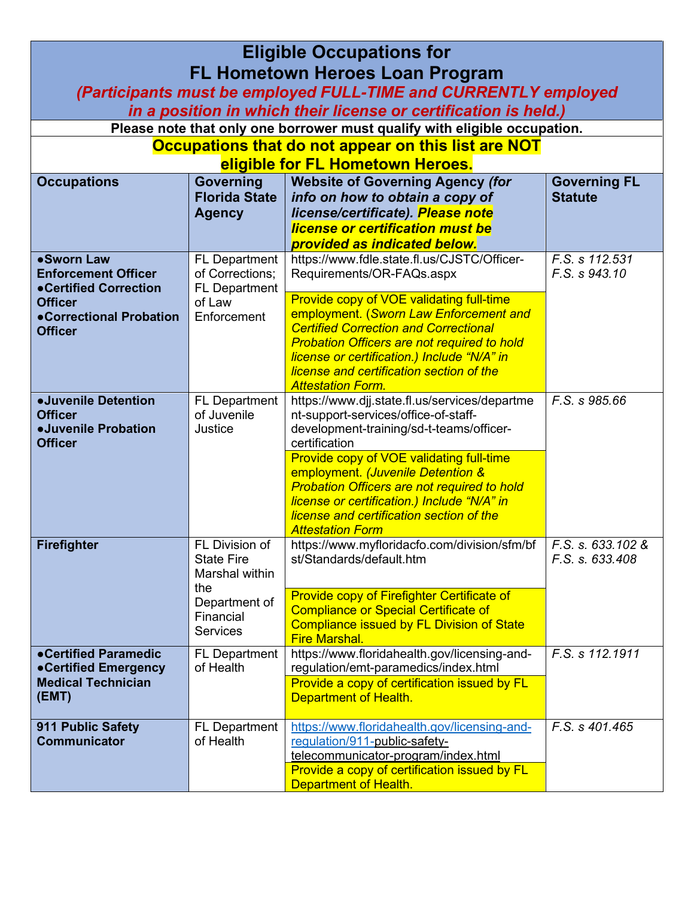# Eligible Occupations for FL Hometown Heroes Loan Program

***(Participants must be employed FULL-TIME and CURRENTLY employed in a position in which their license or certification is held.)***

**Please note that only one borrower must qualify with eligible occupation.**

**Occupations that do not appear on this list are NOT eligible for FL Hometown Heroes.**

| Occupations | Governing Florida State Agency | Website of Governing Agency *(for info on how to obtain a copy of license/certificate).* **Please note license or certification must be provided as indicated below.** | Governing FL Statute |
|---|---|---|---|
| **●Sworn Law Enforcement Officer ●Certified Correction Officer ●Correctional Probation Officer** | FL Department of Corrections; FL Department of Law Enforcement | https://www.fdle.state.fl.us/CJSTC/Officer-Requirements/OR-FAQs.aspx<br><br>Provide copy of VOE validating full-time employment. (*Sworn Law Enforcement and Certified Correction and Correctional Probation Officers are not required to hold license or certification.) Include "N/A" in license and certification section of the Attestation Form.* | *F.S. s 112.531 F.S. s 943.10* |
| **●Juvenile Detention Officer ●Juvenile Probation Officer** | FL Department of Juvenile Justice | https://www.djj.state.fl.us/services/department-support-services/office-of-staff-development-training/sd-t-teams/officer-certification<br><br>Provide copy of VOE validating full-time employment. *(Juvenile Detention & Probation Officers are not required to hold license or certification.) Include "N/A" in license and certification section of the Attestation Form* | *F.S. s 985.66* |
| **Firefighter** | FL Division of State Fire Marshal within the Department of Financial Services | https://www.myfloridacfo.com/division/sfm/bfst/Standards/default.htm<br><br>Provide copy of Firefighter Certificate of Compliance or Special Certificate of Compliance issued by FL Division of State Fire Marshal. | *F.S. s. 633.102 & F.S. s. 633.408* |
| **●Certified Paramedic ●Certified Emergency Medical Technician (EMT)** | FL Department of Health | https://www.floridahealth.gov/licensing-and-regulation/emt-paramedics/index.html<br><br>Provide a copy of certification issued by FL Department of Health. | *F.S. s 112.1911* |
| **911 Public Safety Communicator** | FL Department of Health | https://www.floridahealth.gov/licensing-and-regulation/911-public-safety-telecommunicator-program/index.html<br><br>Provide a copy of certification issued by FL Department of Health. | *F.S. s 401.465* |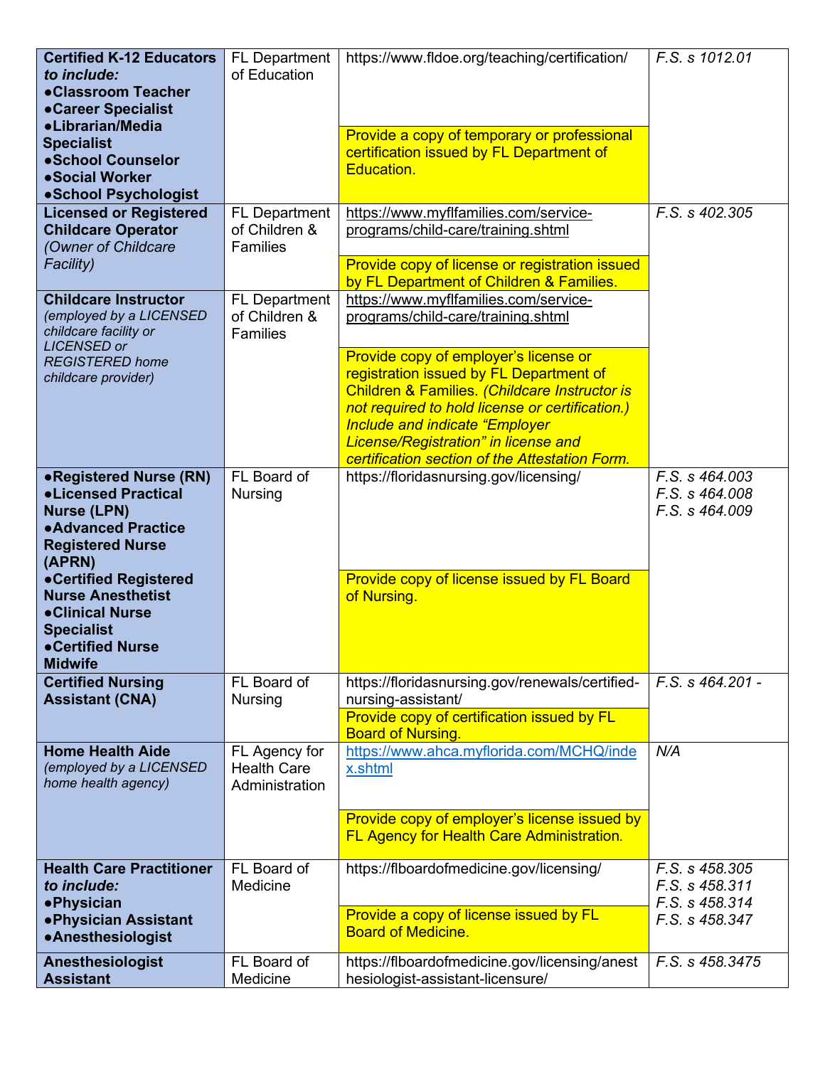| | | | |
|---|---|---|---|
| **Certified K-12 Educators *to include:*** <br> **●Classroom Teacher** <br> **●Career Specialist** <br> **●Librarian/Media Specialist** <br> **●School Counselor** <br> **●Social Worker** <br> **●School Psychologist** | FL Department of Education | https://www.fldoe.org/teaching/certification/ <br><br> Provide a copy of temporary or professional certification issued by FL Department of Education. | *F.S. s 1012.01* |
| **Licensed or Registered Childcare Operator** *(Owner of Childcare Facility)* | FL Department of Children & Families | https://www.myflfamilies.com/service-programs/child-care/training.shtml <br><br> Provide copy of license or registration issued by FL Department of Children & Families. | *F.S. s 402.305* |
| **Childcare Instructor** *(employed by a LICENSED childcare facility or LICENSED or REGISTERED home childcare provider)* | FL Department of Children & Families | https://www.myflfamilies.com/service-programs/child-care/training.shtml <br><br> Provide copy of employer's license or registration issued by FL Department of Children & Families. *(Childcare Instructor is not required to hold license or certification.) Include and indicate "Employer License/Registration" in license and certification section of the Attestation Form.* | |
| **●Registered Nurse (RN)** <br> **●Licensed Practical Nurse (LPN)** <br> **●Advanced Practice Registered Nurse (APRN)** <br> **●Certified Registered Nurse Anesthetist** <br> **●Clinical Nurse Specialist** <br> **●Certified Nurse Midwife** | FL Board of Nursing | https://floridasnursing.gov/licensing/ <br><br> Provide copy of license issued by FL Board of Nursing. | *F.S. s 464.003* <br> *F.S. s 464.008* <br> *F.S. s 464.009* |
| **Certified Nursing Assistant (CNA)** | FL Board of Nursing | https://floridasnursing.gov/renewals/certified-nursing-assistant/ <br><br> Provide copy of certification issued by FL Board of Nursing. | *F.S. s 464.201 -* |
| **Home Health Aide** *(employed by a LICENSED home health agency)* | FL Agency for Health Care Administration | https://www.ahca.myflorida.com/MCHQ/index.shtml <br><br> Provide copy of employer's license issued by FL Agency for Health Care Administration. | *N/A* |
| **Health Care Practitioner *to include:*** <br> **●Physician** <br> **●Physician Assistant** <br> **●Anesthesiologist** | FL Board of Medicine | https://flboardofmedicine.gov/licensing/ <br><br> Provide a copy of license issued by FL Board of Medicine. | *F.S. s 458.305* <br> *F.S. s 458.311* <br> *F.S. s 458.314* <br> *F.S. s 458.347* |
| **Anesthesiologist Assistant** | FL Board of Medicine | https://flboardofmedicine.gov/licensing/anesthesiologist-assistant-licensure/ | *F.S. s 458.3475* |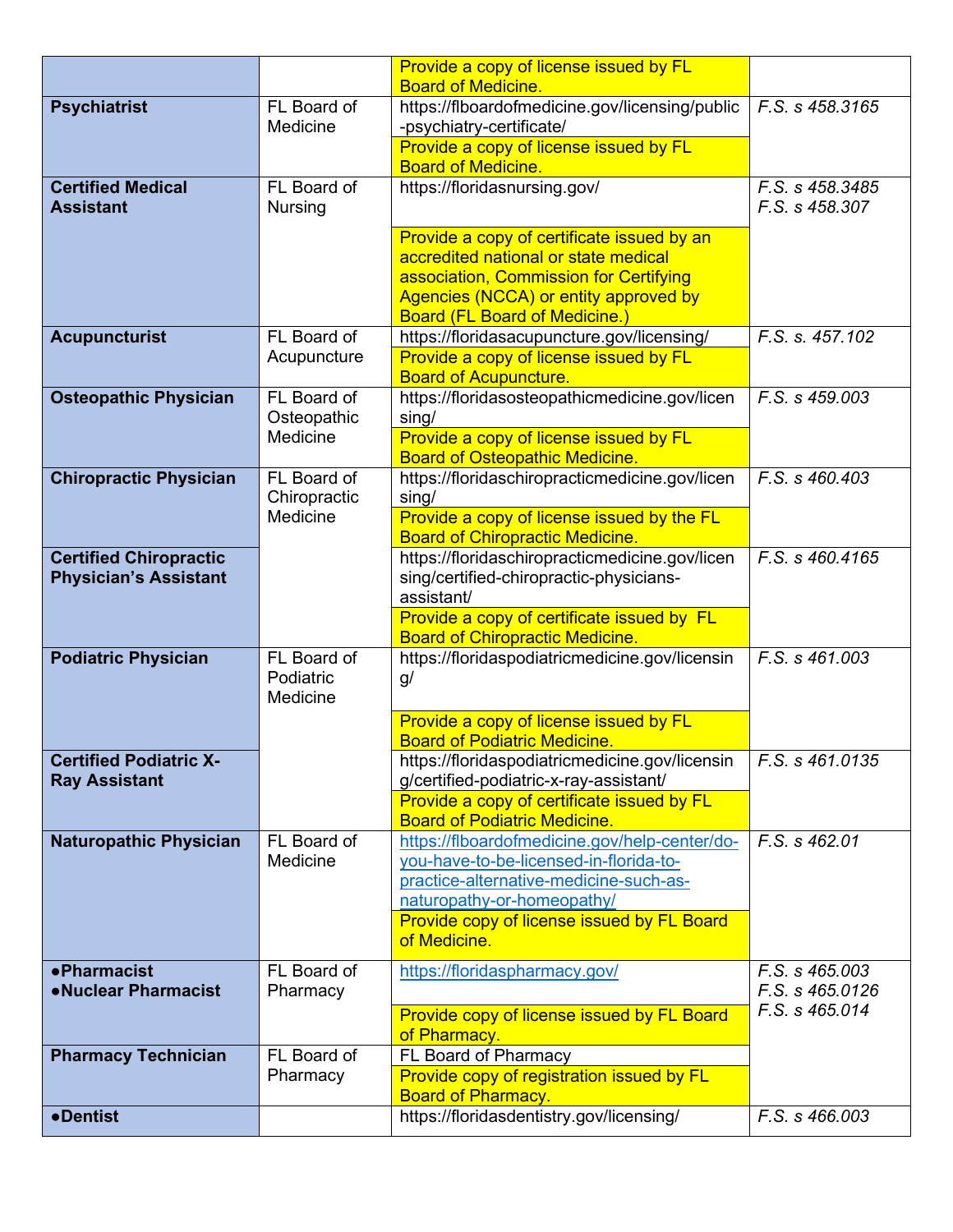| | | | |
|---|---|---|---|
| | | Provide a copy of license issued by FL Board of Medicine. | |
| **Psychiatrist** | FL Board of Medicine | https://flboardofmedicine.gov/licensing/public-psychiatry-certificate/ | *F.S. s 458.3165* |
| | | Provide a copy of license issued by FL Board of Medicine. | |
| **Certified Medical Assistant** | FL Board of Nursing | https://floridasnursing.gov/ | *F.S. s 458.3485* *F.S. s 458.307* |
| | | Provide a copy of certificate issued by an accredited national or state medical association, Commission for Certifying Agencies (NCCA) or entity approved by Board (FL Board of Medicine.) | |
| **Acupuncturist** | FL Board of Acupuncture | https://floridasacupuncture.gov/licensing/ | *F.S. s. 457.102* |
| | | Provide a copy of license issued by FL Board of Acupuncture. | |
| **Osteopathic Physician** | FL Board of Osteopathic Medicine | https://floridasosteopathicmedicine.gov/licensing/ | *F.S. s 459.003* |
| | | Provide a copy of license issued by FL Board of Osteopathic Medicine. | |
| **Chiropractic Physician** | FL Board of Chiropractic Medicine | https://floridaschiropracticmedicine.gov/licensing/ | *F.S. s 460.403* |
| | | Provide a copy of license issued by the FL Board of Chiropractic Medicine. | |
| **Certified Chiropractic Physician's Assistant** | | https://floridaschiropracticmedicine.gov/licensing/certified-chiropractic-physicians-assistant/ | *F.S. s 460.4165* |
| | | Provide a copy of certificate issued by FL Board of Chiropractic Medicine. | |
| **Podiatric Physician** | FL Board of Podiatric Medicine | https://floridaspodiatricmedicine.gov/licensing/ | *F.S. s 461.003* |
| | | Provide a copy of license issued by FL Board of Podiatric Medicine. | |
| **Certified Podiatric X-Ray Assistant** | | https://floridaspodiatricmedicine.gov/licensing/certified-podiatric-x-ray-assistant/ | *F.S. s 461.0135* |
| | | Provide a copy of certificate issued by FL Board of Podiatric Medicine. | |
| **Naturopathic Physician** | FL Board of Medicine | https://flboardofmedicine.gov/help-center/do-you-have-to-be-licensed-in-florida-to-practice-alternative-medicine-such-as-naturopathy-or-homeopathy/ | *F.S. s 462.01* |
| | | Provide copy of license issued by FL Board of Medicine. | |
| **●Pharmacist** **●Nuclear Pharmacist** | FL Board of Pharmacy | https://floridaspharmacy.gov/ | *F.S. s 465.003* *F.S. s 465.0126* *F.S. s 465.014* |
| | | Provide copy of license issued by FL Board of Pharmacy. | |
| **Pharmacy Technician** | FL Board of Pharmacy | FL Board of Pharmacy | |
| | | Provide copy of registration issued by FL Board of Pharmacy. | |
| **●Dentist** | | https://floridasdentistry.gov/licensing/ | *F.S. s 466.003* |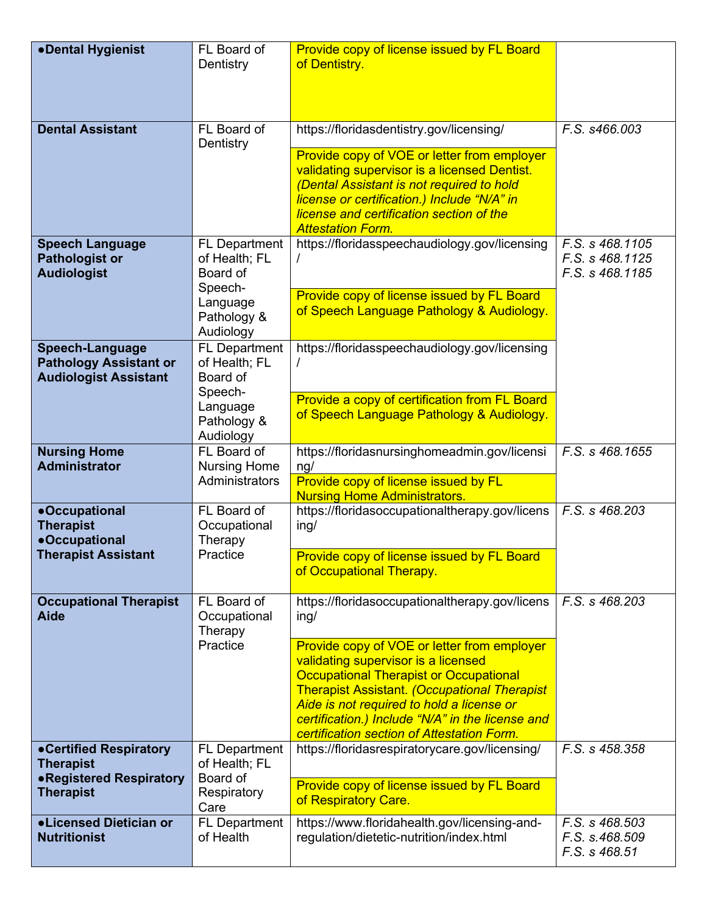| | | | |
|---|---|---|---|
| **●Dental Hygienist** | FL Board of Dentistry | Provide copy of license issued by FL Board of Dentistry. | |
| **Dental Assistant** | FL Board of Dentistry | https://floridasdentistry.gov/licensing/<br>Provide copy of VOE or letter from employer validating supervisor is a licensed Dentist. *(Dental Assistant is not required to hold license or certification.) Include "N/A" in license and certification section of the Attestation Form.* | *F.S. s466.003* |
| **Speech Language Pathologist or Audiologist** | FL Department of Health; FL Board of Speech-Language Pathology & Audiology | https://floridasspeechaudiology.gov/licensing/<br>Provide copy of license issued by FL Board of Speech Language Pathology & Audiology. | *F.S. s 468.1105*<br>*F.S. s 468.1125*<br>*F.S. s 468.1185* |
| **Speech-Language Pathology Assistant or Audiologist Assistant** | FL Department of Health; FL Board of Speech-Language Pathology & Audiology | https://floridasspeechaudiology.gov/licensing/<br>Provide a copy of certification from FL Board of Speech Language Pathology & Audiology. | |
| **Nursing Home Administrator** | FL Board of Nursing Home Administrators | https://floridasnursinghomeadmin.gov/licensing/<br>Provide copy of license issued by FL Nursing Home Administrators. | *F.S. s 468.1655* |
| **●Occupational Therapist**<br>**●Occupational Therapist Assistant** | FL Board of Occupational Therapy Practice | https://floridasoccupationaltherapy.gov/licensing/<br>Provide copy of license issued by FL Board of Occupational Therapy. | *F.S. s 468.203* |
| **Occupational Therapist Aide** | FL Board of Occupational Therapy Practice | https://floridasoccupationaltherapy.gov/licensing/<br>Provide copy of VOE or letter from employer validating supervisor is a licensed Occupational Therapist or Occupational Therapist Assistant. *(Occupational Therapist Aide is not required to hold a license or certification.) Include "N/A" in the license and certification section of Attestation Form.* | *F.S. s 468.203* |
| **●Certified Respiratory Therapist**<br>**●Registered Respiratory Therapist** | FL Department of Health; FL Board of Respiratory Care | https://floridasrespiratorycare.gov/licensing/<br>Provide copy of license issued by FL Board of Respiratory Care. | *F.S. s 458.358* |
| **●Licensed Dietician or Nutritionist** | FL Department of Health | https://www.floridahealth.gov/licensing-and-regulation/dietetic-nutrition/index.html | *F.S. s 468.503*<br>*F.S. s.468.509*<br>*F.S. s 468.51* |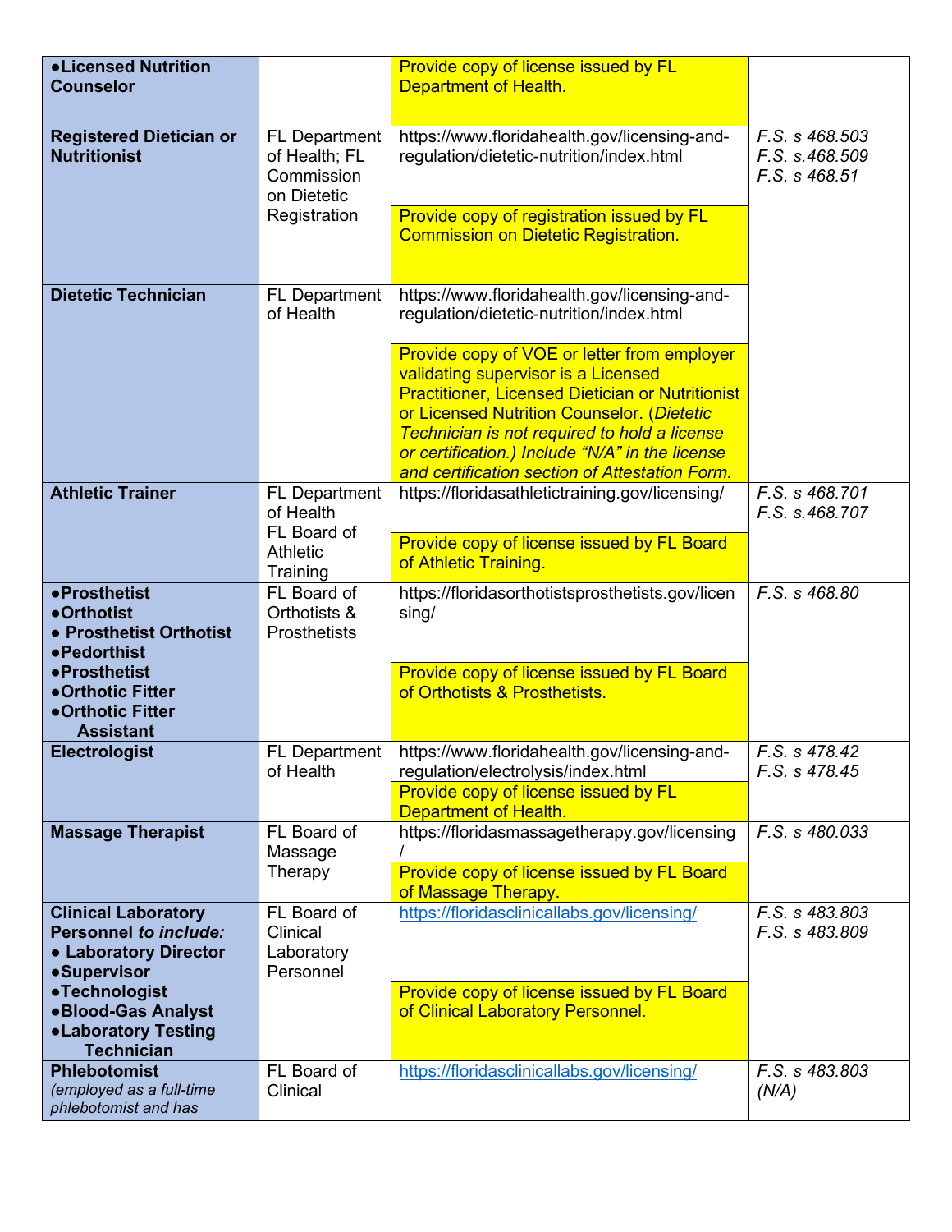| | | | |
|---|---|---|---|
| **•Licensed Nutrition Counselor** | | Provide copy of license issued by FL Department of Health. | |
| **Registered Dietician or Nutritionist** | FL Department of Health; FL Commission on Dietetic Registration | https://www.floridahealth.gov/licensing-and-regulation/dietetic-nutrition/index.html<br><br>Provide copy of registration issued by FL Commission on Dietetic Registration. | *F.S. s 468.503*<br>*F.S. s.468.509*<br>*F.S. s 468.51* |
| **Dietetic Technician** | FL Department of Health | https://www.floridahealth.gov/licensing-and-regulation/dietetic-nutrition/index.html<br><br>Provide copy of VOE or letter from employer validating supervisor is a Licensed Practitioner, Licensed Dietician or Nutritionist or Licensed Nutrition Counselor. (*Dietetic Technician is not required to hold a license or certification.) Include "N/A" in the license and certification section of Attestation Form.* | |
| **Athletic Trainer** | FL Department of Health<br>FL Board of Athletic Training | https://floridasathletictraining.gov/licensing/<br><br>Provide copy of license issued by FL Board of Athletic Training. | *F.S. s 468.701*<br>*F.S. s.468.707* |
| **•Prosthetist**<br>**•Orthotist**<br>**• Prosthetist Orthotist**<br>**•Pedorthist**<br>**•Prosthetist**<br>**•Orthotic Fitter**<br>**•Orthotic Fitter Assistant** | FL Board of Orthotists & Prosthetists | https://floridasorthotistsprosthetists.gov/licensing/<br><br>Provide copy of license issued by FL Board of Orthotists & Prosthetists. | *F.S. s 468.80* |
| **Electrologist** | FL Department of Health | https://www.floridahealth.gov/licensing-and-regulation/electrolysis/index.html<br><br>Provide copy of license issued by FL Department of Health. | *F.S. s 478.42*<br>*F.S. s 478.45* |
| **Massage Therapist** | FL Board of Massage Therapy | https://floridasmassagetherapy.gov/licensing/<br><br>Provide copy of license issued by FL Board of Massage Therapy. | *F.S. s 480.033* |
| **Clinical Laboratory Personnel** ***to include:***<br>**• Laboratory Director**<br>**•Supervisor**<br>**•Technologist**<br>**•Blood-Gas Analyst**<br>**•Laboratory Testing Technician** | FL Board of Clinical Laboratory Personnel | https://floridasclinicallabs.gov/licensing/<br><br>Provide copy of license issued by FL Board of Clinical Laboratory Personnel. | *F.S. s 483.803*<br>*F.S. s 483.809* |
| **Phlebotomist**<br>*(employed as a full-time phlebotomist and has* | FL Board of Clinical | https://floridasclinicallabs.gov/licensing/ | *F.S. s 483.803*<br>*(N/A)* |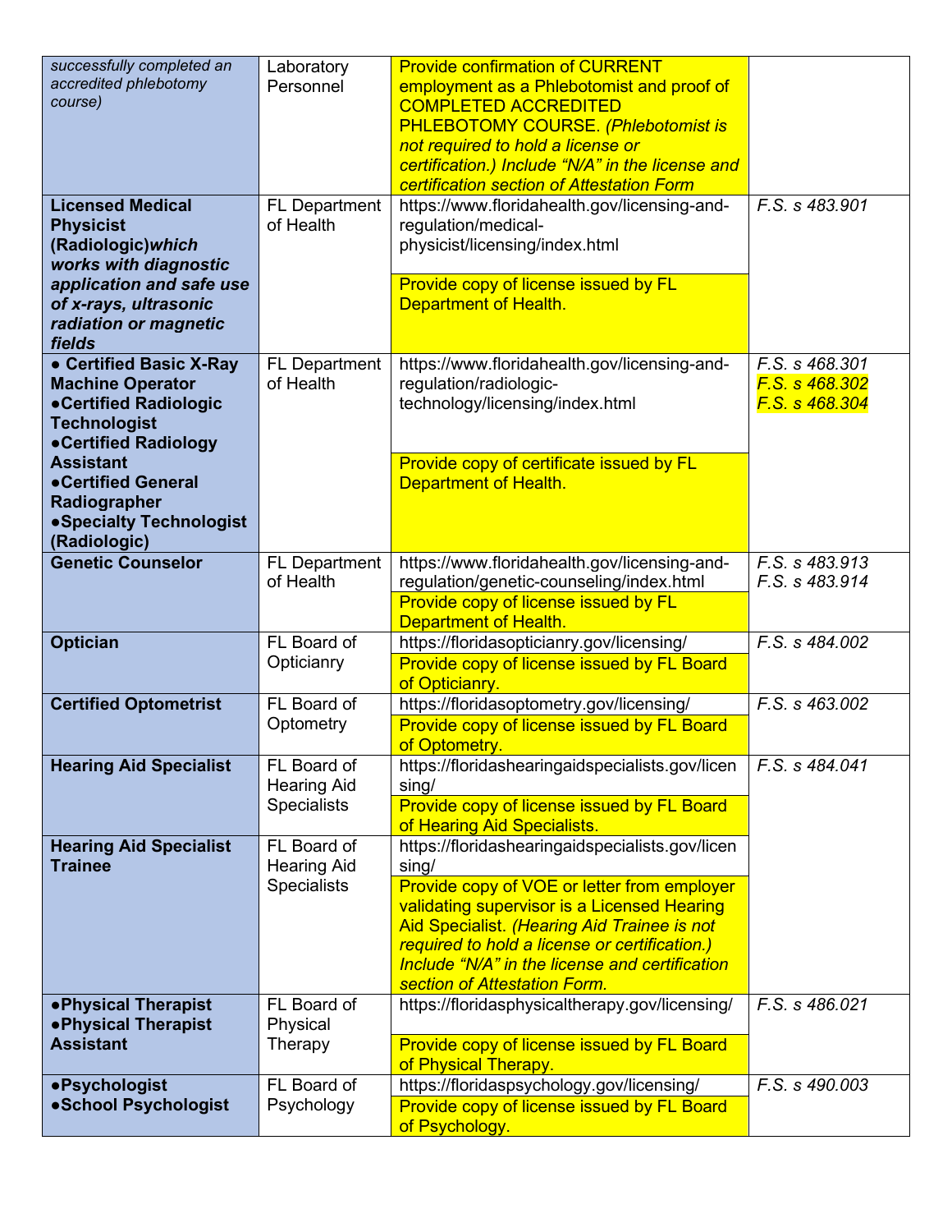| | | | |
|---|---|---|---|
| *successfully completed an accredited phlebotomy course)* | Laboratory Personnel | Provide confirmation of CURRENT employment as a Phlebotomist and proof of COMPLETED ACCREDITED PHLEBOTOMY COURSE. *(Phlebotomist is not required to hold a license or certification.) Include "N/A" in the license and certification section of Attestation Form* | |
| **Licensed Medical Physicist (Radiologic)*which works with diagnostic application and safe use of x-rays, ultrasonic radiation or magnetic fields*** | FL Department of Health | https://www.floridahealth.gov/licensing-and-regulation/medical-physicist/licensing/index.html<br><br>Provide copy of license issued by FL Department of Health. | *F.S. s 483.901* |
| **● Certified Basic X-Ray Machine Operator<br>●Certified Radiologic Technologist<br>●Certified Radiology Assistant<br>●Certified General Radiographer<br>●Specialty Technologist (Radiologic)** | FL Department of Health | https://www.floridahealth.gov/licensing-and-regulation/radiologic-technology/licensing/index.html<br><br>Provide copy of certificate issued by FL Department of Health. | *F.S. s 468.301<br>F.S. s 468.302<br>F.S. s 468.304* |
| **Genetic Counselor** | FL Department of Health | https://www.floridahealth.gov/licensing-and-regulation/genetic-counseling/index.html<br><br>Provide copy of license issued by FL Department of Health. | *F.S. s 483.913<br>F.S. s 483.914* |
| **Optician** | FL Board of Opticianry | https://floridasopticianry.gov/licensing/<br><br>Provide copy of license issued by FL Board of Opticianry. | *F.S. s 484.002* |
| **Certified Optometrist** | FL Board of Optometry | https://floridasoptometry.gov/licensing/<br><br>Provide copy of license issued by FL Board of Optometry. | *F.S. s 463.002* |
| **Hearing Aid Specialist** | FL Board of Hearing Aid Specialists | https://floridashearingaidspecialists.gov/licensing/<br><br>Provide copy of license issued by FL Board of Hearing Aid Specialists. | *F.S. s 484.041* |
| **Hearing Aid Specialist Trainee** | FL Board of Hearing Aid Specialists | https://floridashearingaidspecialists.gov/licensing/<br><br>Provide copy of VOE or letter from employer validating supervisor is a Licensed Hearing Aid Specialist. *(Hearing Aid Trainee is not required to hold a license or certification.) Include "N/A" in the license and certification section of Attestation Form.* | |
| **●Physical Therapist<br>●Physical Therapist Assistant** | FL Board of Physical Therapy | https://floridasphysicaltherapy.gov/licensing/<br><br>Provide copy of license issued by FL Board of Physical Therapy. | *F.S. s 486.021* |
| **●Psychologist<br>●School Psychologist** | FL Board of Psychology | https://floridaspsychology.gov/licensing/<br><br>Provide copy of license issued by FL Board of Psychology. | *F.S. s 490.003* |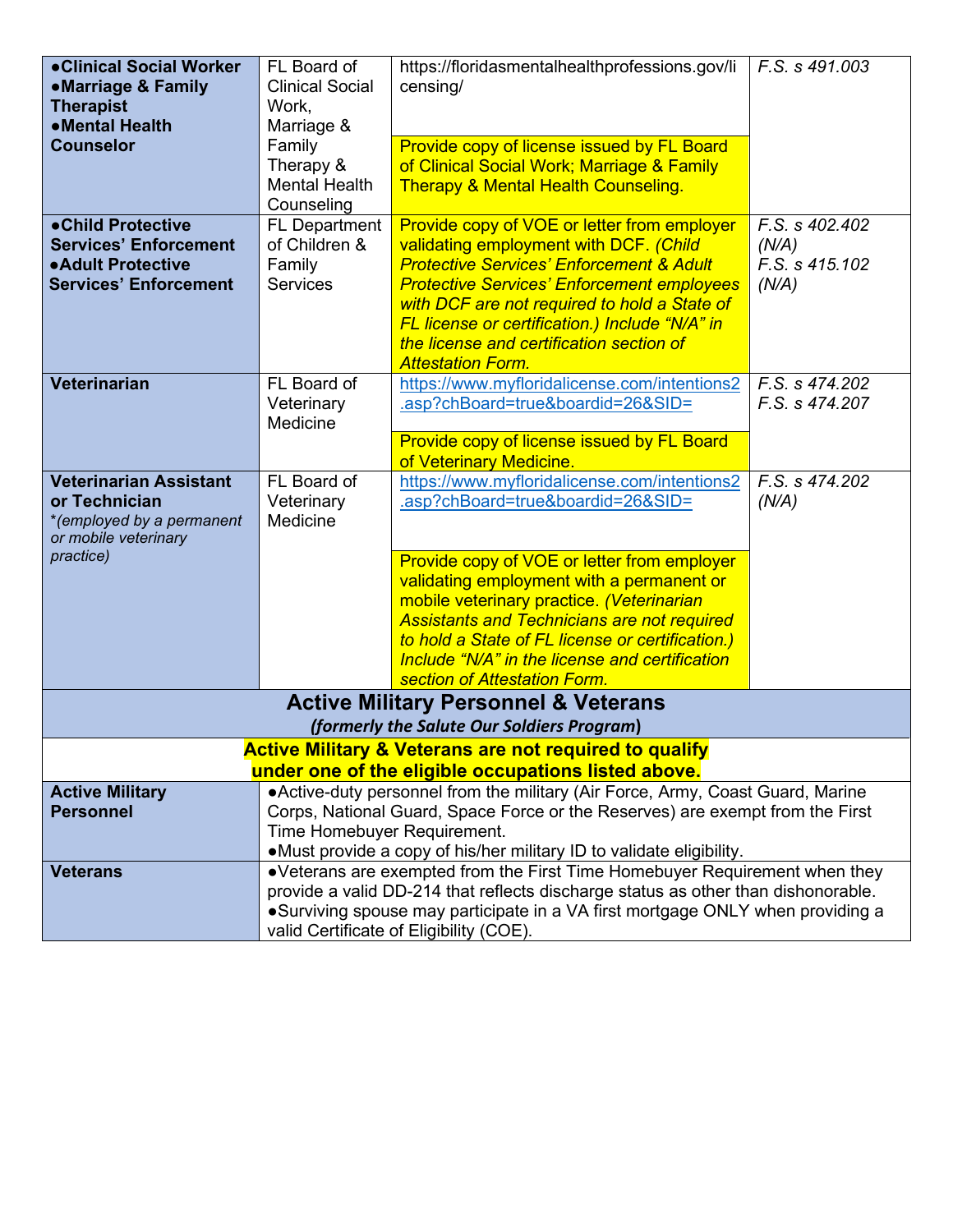| | | | |
|---|---|---|---|
| **●Clinical Social Worker<br>●Marriage & Family Therapist<br>●Mental Health Counselor** | FL Board of Clinical Social Work, Marriage & Family Therapy & Mental Health Counseling | https://floridasmentalhealthprofessions.gov/licensing/<br><br>Provide copy of license issued by FL Board of Clinical Social Work; Marriage & Family Therapy & Mental Health Counseling. | *F.S. s 491.003* |
| **●Child Protective Services' Enforcement<br>●Adult Protective Services' Enforcement** | FL Department of Children & Family Services | Provide copy of VOE or letter from employer validating employment with DCF. *(Child Protective Services' Enforcement & Adult Protective Services' Enforcement employees with DCF are not required to hold a State of FL license or certification.) Include "N/A" in the license and certification section of Attestation Form.* | *F.S. s 402.402 (N/A)<br>F.S. s 415.102 (N/A)* |
| **Veterinarian** | FL Board of Veterinary Medicine | https://www.myfloridalicense.com/intentions2.asp?chBoard=true&boardid=26&SID=<br><br>Provide copy of license issued by FL Board of Veterinary Medicine. | *F.S. s 474.202<br>F.S. s 474.207* |
| **Veterinarian Assistant or Technician**<br>*\*(employed by a permanent or mobile veterinary practice)* | FL Board of Veterinary Medicine | https://www.myfloridalicense.com/intentions2.asp?chBoard=true&boardid=26&SID=<br><br>Provide copy of VOE or letter from employer validating employment with a permanent or mobile veterinary practice. *(Veterinarian Assistants and Technicians are not required to hold a State of FL license or certification.) Include "N/A" in the license and certification section of Attestation Form.* | *F.S. s 474.202 (N/A)* |

## Active Military Personnel & Veterans

***(formerly the Salute Our Soldiers Program)***

**Active Military & Veterans are not required to qualify under one of the eligible occupations listed above.**

| | |
|---|---|
| **Active Military Personnel** | ●Active-duty personnel from the military (Air Force, Army, Coast Guard, Marine Corps, National Guard, Space Force or the Reserves) are exempt from the First Time Homebuyer Requirement.<br>●Must provide a copy of his/her military ID to validate eligibility. |
| **Veterans** | ●Veterans are exempted from the First Time Homebuyer Requirement when they provide a valid DD-214 that reflects discharge status as other than dishonorable.<br>●Surviving spouse may participate in a VA first mortgage ONLY when providing a valid Certificate of Eligibility (COE). |